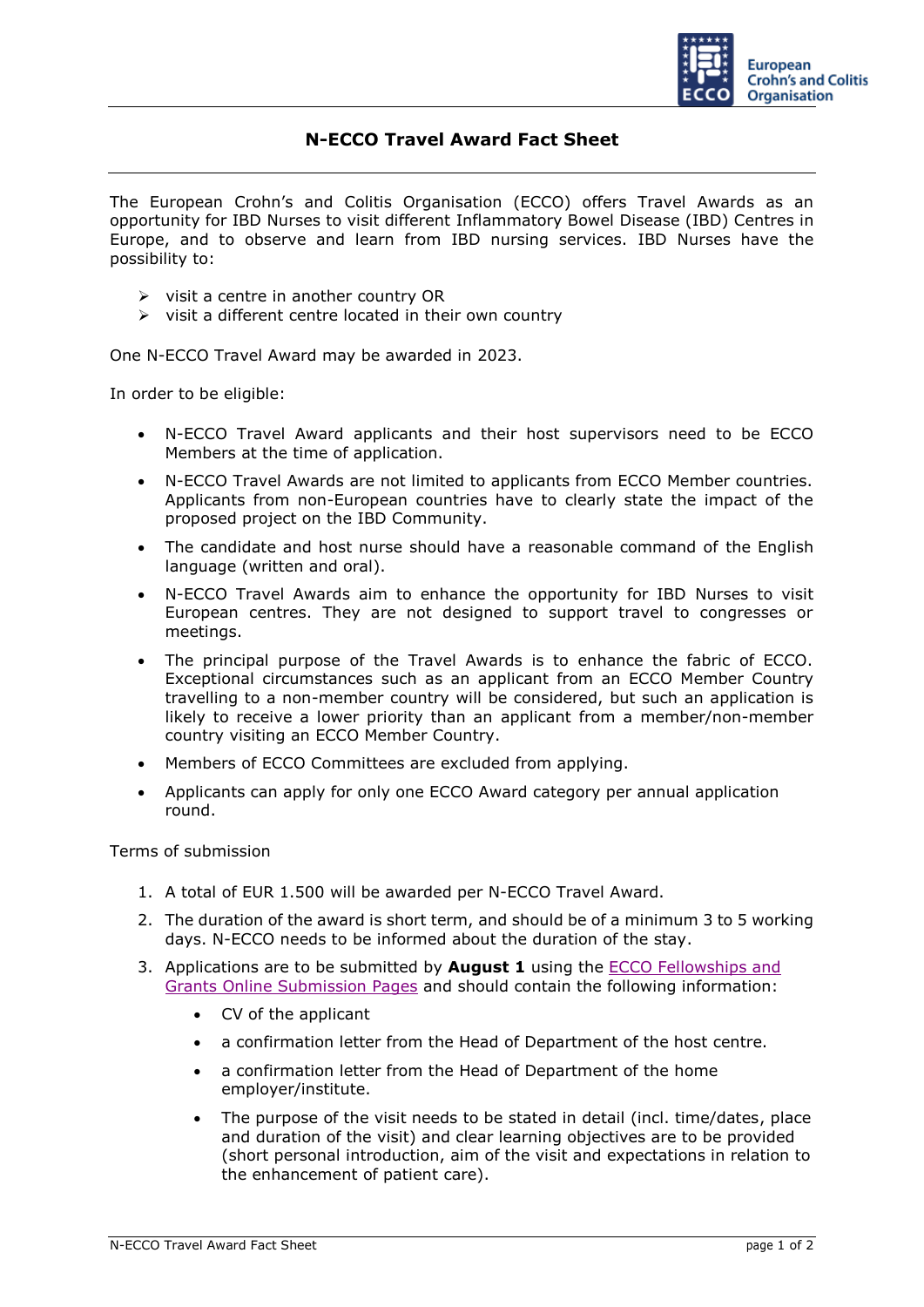# N-ECCO Travel Award Fact Sheet

The European Crohn's and Colitis Organisation (ECCO) offers Travel Awards as an opportunity for IBD Nurses to visit different Inflammatory Bowel Disease (IBD) Centres in Europe, and to observe and learn from IBD nursing services. IBD Nurses have the possibility to:

- visit a centre in another country OR
- visit a different centre located in their own country

One N-ECCO Travel Award may be awarded in 2023.

In order to be eligible:

- N-ECCO Travel Award applicants and their host supervisors need to be ECCO Members at the time of application.
- N-ECCO Travel Awards are not limited to applicants from ECCO Member countries. Applicants from non-European countries have to clearly state the impact of the proposed project on the IBD Community.
- The candidate and host nurse should have a reasonable command of the English language (written and oral).
- N-ECCO Travel Awards aim to enhance the opportunity for IBD Nurses to visit European centres. They are not designed to support travel to congresses or meetings.
- The principal purpose of the Travel Awards is to enhance the fabric of ECCO. Exceptional circumstances such as an applicant from an ECCO Member Country travelling to a non-member country will be considered, but such an application is likely to receive a lower priority than an applicant from a member/non-member country visiting an ECCO Member Country.
- Members of ECCO Committees are excluded from applying.
- Applicants can apply for only one ECCO Award category per annual application round.

Terms of submission

1. A total of EUR 1.500 will be awarded per N-ECCO Travel Award.
2. The duration of the award is short term, and should be of a minimum 3 to 5 working days. N-ECCO needs to be informed about the duration of the stay.
3. Applications are to be submitted by **August 1** using the ECCO Fellowships and Grants Online Submission Pages and should contain the following information:
   - CV of the applicant
   - a confirmation letter from the Head of Department of the host centre.
   - a confirmation letter from the Head of Department of the home employer/institute.
   - The purpose of the visit needs to be stated in detail (incl. time/dates, place and duration of the visit) and clear learning objectives are to be provided (short personal introduction, aim of the visit and expectations in relation to the enhancement of patient care).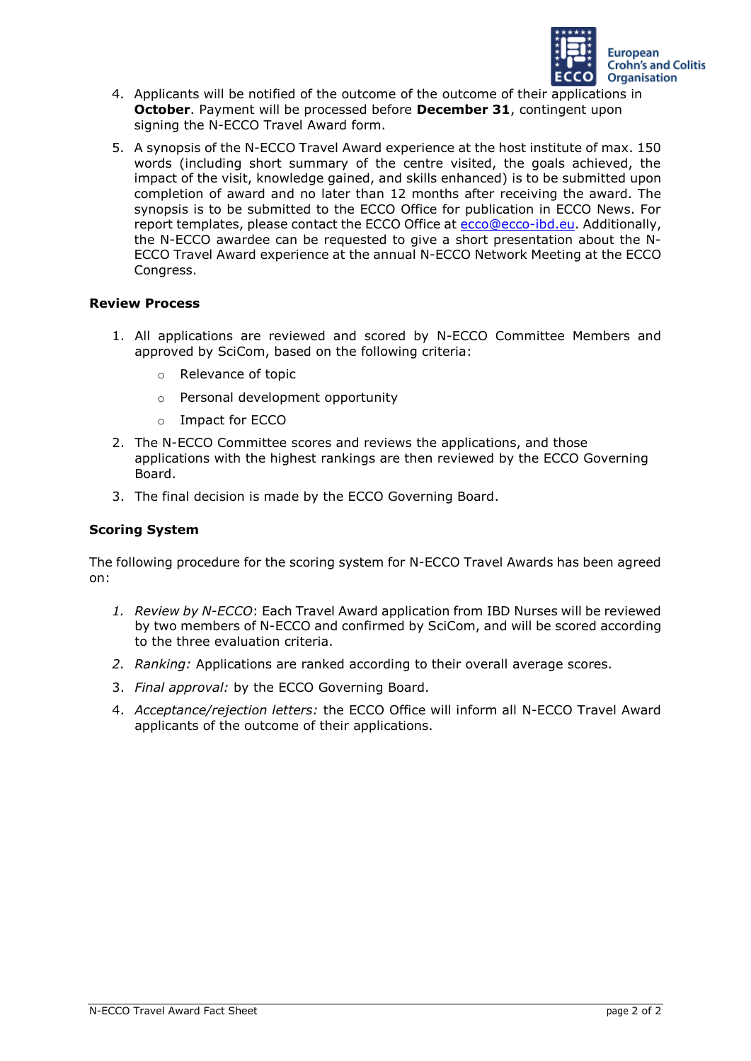4. Applicants will be notified of the outcome of the outcome of their applications in **October**. Payment will be processed before **December 31**, contingent upon signing the N-ECCO Travel Award form.
5. A synopsis of the N-ECCO Travel Award experience at the host institute of max. 150 words (including short summary of the centre visited, the goals achieved, the impact of the visit, knowledge gained, and skills enhanced) is to be submitted upon completion of award and no later than 12 months after receiving the award. The synopsis is to be submitted to the ECCO Office for publication in ECCO News. For report templates, please contact the ECCO Office at ecco@ecco-ibd.eu. Additionally, the N-ECCO awardee can be requested to give a short presentation about the N-ECCO Travel Award experience at the annual N-ECCO Network Meeting at the ECCO Congress.

**Review Process**

1. All applications are reviewed and scored by N-ECCO Committee Members and approved by SciCom, based on the following criteria:
   - Relevance of topic
   - Personal development opportunity
   - Impact for ECCO
2. The N-ECCO Committee scores and reviews the applications, and those applications with the highest rankings are then reviewed by the ECCO Governing Board.
3. The final decision is made by the ECCO Governing Board.

**Scoring System**

The following procedure for the scoring system for N-ECCO Travel Awards has been agreed on:

1. *Review by N-ECCO*: Each Travel Award application from IBD Nurses will be reviewed by two members of N-ECCO and confirmed by SciCom, and will be scored according to the three evaluation criteria.
2. *Ranking:* Applications are ranked according to their overall average scores.
3. *Final approval:* by the ECCO Governing Board.
4. *Acceptance/rejection letters:* the ECCO Office will inform all N-ECCO Travel Award applicants of the outcome of their applications.